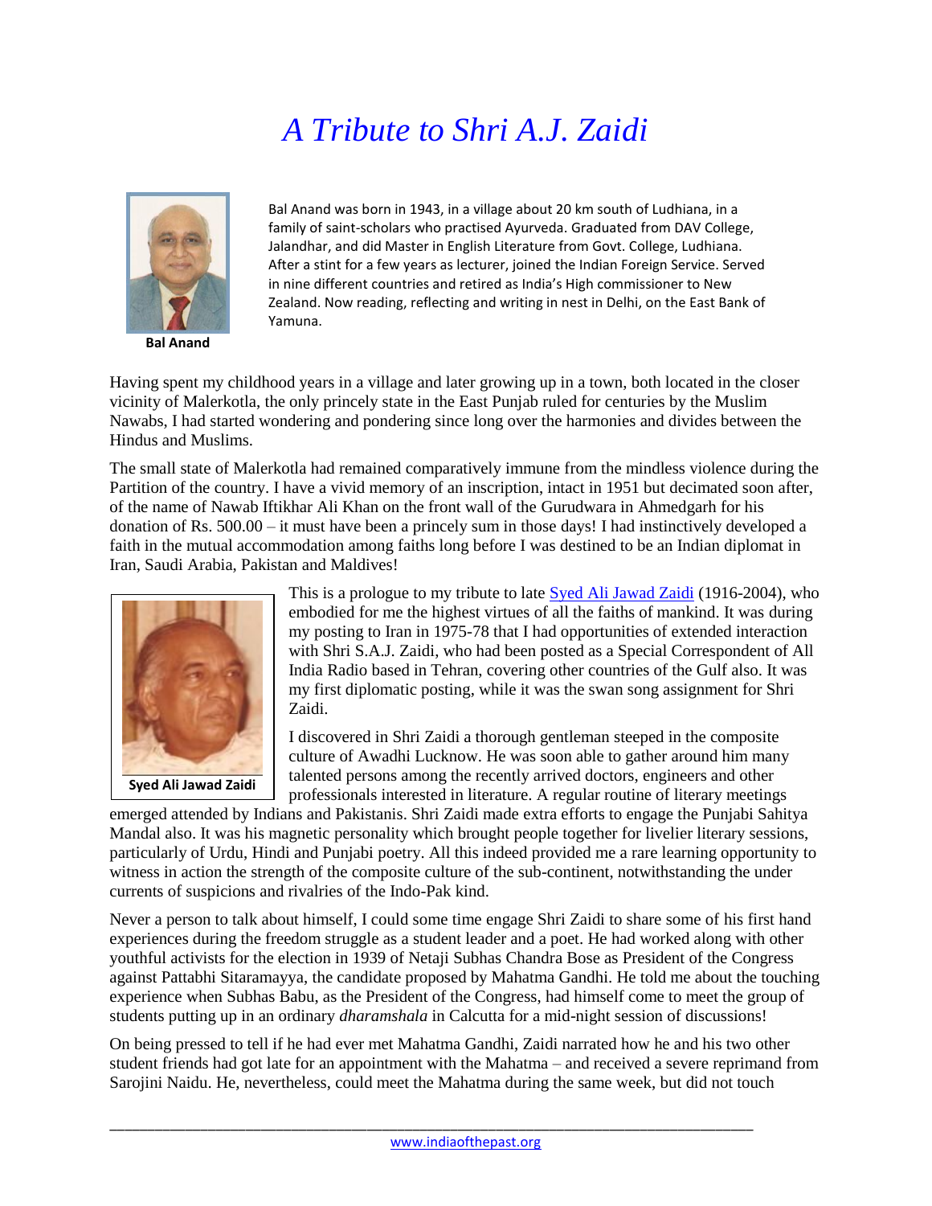# A Tribute to Shri A.J. Zaidi

Bal Anand

Bal Anand was born in 1943, in a village about 20 km south of Ludhiana, in a family of saint-scholars who practised Ayurveda. Graduated from DAV College, Jalandhar, and did Master in English Literature from Govt. College, Ludhiana. After a stint for a few years as lecturer, joined the Indian Foreign Service. Served in nine different countries and retired as India's High commissioner to New Zealand. Now reading, reflecting and writing in nest in Delhi, on the East Bank of Yamuna.

Having spent my childhood years in a village and later growing up in a town, both located in the closer vicinity of Malerkotla, the only princely state in the East Punjab ruled for centuries by the Muslim Nawabs, I had started wondering and pondering since long over the harmonies and divides between the Hindus and Muslims.

The small state of Malerkotla had remained comparatively immune from the mindless violence during the Partition of the country. I have a vivid memory of an inscription, intact in 1951 but decimated soon after, of the name of Nawab Iftikhar Ali Khan on the front wall of the Gurudwara in Ahmedgarh for his donation of Rs. 500.00 – it must have been a princely sum in those days! I had instinctively developed a faith in the mutual accommodation among faiths long before I was destined to be an Indian diplomat in Iran, Saudi Arabia, Pakistan and Maldives!

Syed Ali Jawad Zaidi

This is a prologue to my tribute to late Syed Ali Jawad Zaidi (1916-2004), who embodied for me the highest virtues of all the faiths of mankind. It was during my posting to Iran in 1975-78 that I had opportunities of extended interaction with Shri S.A.J. Zaidi, who had been posted as a Special Correspondent of All India Radio based in Tehran, covering other countries of the Gulf also. It was my first diplomatic posting, while it was the swan song assignment for Shri Zaidi.

I discovered in Shri Zaidi a thorough gentleman steeped in the composite culture of Awadhi Lucknow. He was soon able to gather around him many talented persons among the recently arrived doctors, engineers and other professionals interested in literature. A regular routine of literary meetings emerged attended by Indians and Pakistanis. Shri Zaidi made extra efforts to engage the Punjabi Sahitya Mandal also. It was his magnetic personality which brought people together for livelier literary sessions, particularly of Urdu, Hindi and Punjabi poetry. All this indeed provided me a rare learning opportunity to witness in action the strength of the composite culture of the sub-continent, notwithstanding the under currents of suspicions and rivalries of the Indo-Pak kind.

Never a person to talk about himself, I could some time engage Shri Zaidi to share some of his first hand experiences during the freedom struggle as a student leader and a poet. He had worked along with other youthful activists for the election in 1939 of Netaji Subhas Chandra Bose as President of the Congress against Pattabhi Sitaramayya, the candidate proposed by Mahatma Gandhi. He told me about the touching experience when Subhas Babu, as the President of the Congress, had himself come to meet the group of students putting up in an ordinary *dharamshala* in Calcutta for a mid-night session of discussions!

On being pressed to tell if he had ever met Mahatma Gandhi, Zaidi narrated how he and his two other student friends had got late for an appointment with the Mahatma – and received a severe reprimand from Sarojini Naidu. He, nevertheless, could meet the Mahatma during the same week, but did not touch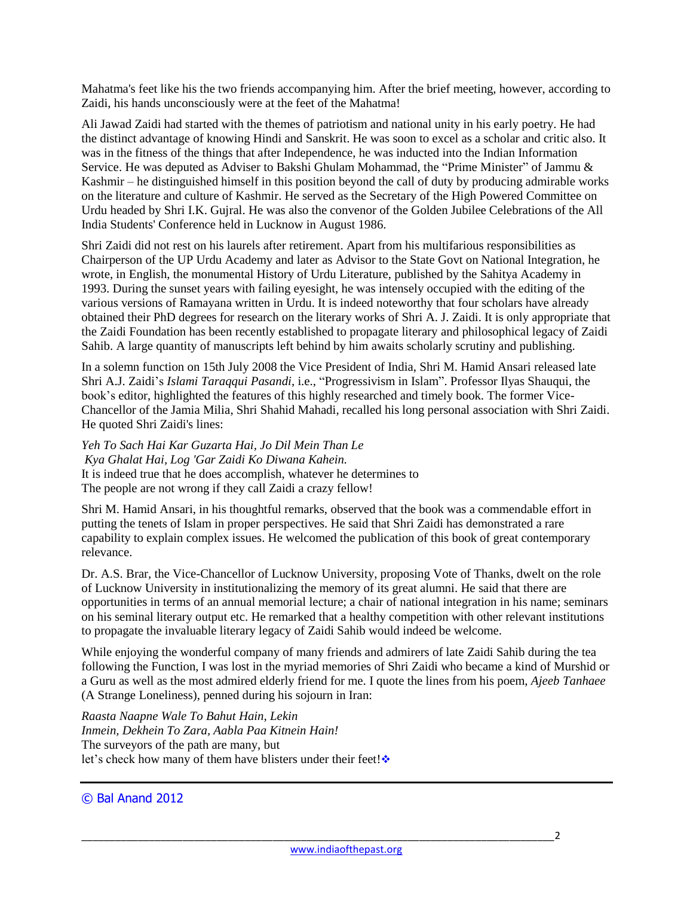Mahatma's feet like his the two friends accompanying him. After the brief meeting, however, according to Zaidi, his hands unconsciously were at the feet of the Mahatma!

Ali Jawad Zaidi had started with the themes of patriotism and national unity in his early poetry. He had the distinct advantage of knowing Hindi and Sanskrit. He was soon to excel as a scholar and critic also. It was in the fitness of the things that after Independence, he was inducted into the Indian Information Service. He was deputed as Adviser to Bakshi Ghulam Mohammad, the "Prime Minister" of Jammu & Kashmir – he distinguished himself in this position beyond the call of duty by producing admirable works on the literature and culture of Kashmir. He served as the Secretary of the High Powered Committee on Urdu headed by Shri I.K. Gujral. He was also the convenor of the Golden Jubilee Celebrations of the All India Students' Conference held in Lucknow in August 1986.

Shri Zaidi did not rest on his laurels after retirement. Apart from his multifarious responsibilities as Chairperson of the UP Urdu Academy and later as Advisor to the State Govt on National Integration, he wrote, in English, the monumental History of Urdu Literature, published by the Sahitya Academy in 1993. During the sunset years with failing eyesight, he was intensely occupied with the editing of the various versions of Ramayana written in Urdu. It is indeed noteworthy that four scholars have already obtained their PhD degrees for research on the literary works of Shri A. J. Zaidi. It is only appropriate that the Zaidi Foundation has been recently established to propagate literary and philosophical legacy of Zaidi Sahib. A large quantity of manuscripts left behind by him awaits scholarly scrutiny and publishing.

In a solemn function on 15th July 2008 the Vice President of India, Shri M. Hamid Ansari released late Shri A.J. Zaidi's *Islami Taraqqui Pasandi*, i.e., "Progressivism in Islam". Professor Ilyas Shauqui, the book's editor, highlighted the features of this highly researched and timely book. The former Vice-Chancellor of the Jamia Milia, Shri Shahid Mahadi, recalled his long personal association with Shri Zaidi. He quoted Shri Zaidi's lines:

*Yeh To Sach Hai Kar Guzarta Hai, Jo Dil Mein Than Le*
*Kya Ghalat Hai, Log 'Gar Zaidi Ko Diwana Kahein.*
It is indeed true that he does accomplish, whatever he determines to
The people are not wrong if they call Zaidi a crazy fellow!

Shri M. Hamid Ansari, in his thoughtful remarks, observed that the book was a commendable effort in putting the tenets of Islam in proper perspectives. He said that Shri Zaidi has demonstrated a rare capability to explain complex issues. He welcomed the publication of this book of great contemporary relevance.

Dr. A.S. Brar, the Vice-Chancellor of Lucknow University, proposing Vote of Thanks, dwelt on the role of Lucknow University in institutionalizing the memory of its great alumni. He said that there are opportunities in terms of an annual memorial lecture; a chair of national integration in his name; seminars on his seminal literary output etc. He remarked that a healthy competition with other relevant institutions to propagate the invaluable literary legacy of Zaidi Sahib would indeed be welcome.

While enjoying the wonderful company of many friends and admirers of late Zaidi Sahib during the tea following the Function, I was lost in the myriad memories of Shri Zaidi who became a kind of Murshid or a Guru as well as the most admired elderly friend for me. I quote the lines from his poem, *Ajeeb Tanhaee* (A Strange Loneliness), penned during his sojourn in Iran:

*Raasta Naapne Wale To Bahut Hain, Lekin*
*Inmein, Dekhein To Zara, Aabla Paa Kitnein Hain!*
The surveyors of the path are many, but
let's check how many of them have blisters under their feet!❖

© Bal Anand 2012